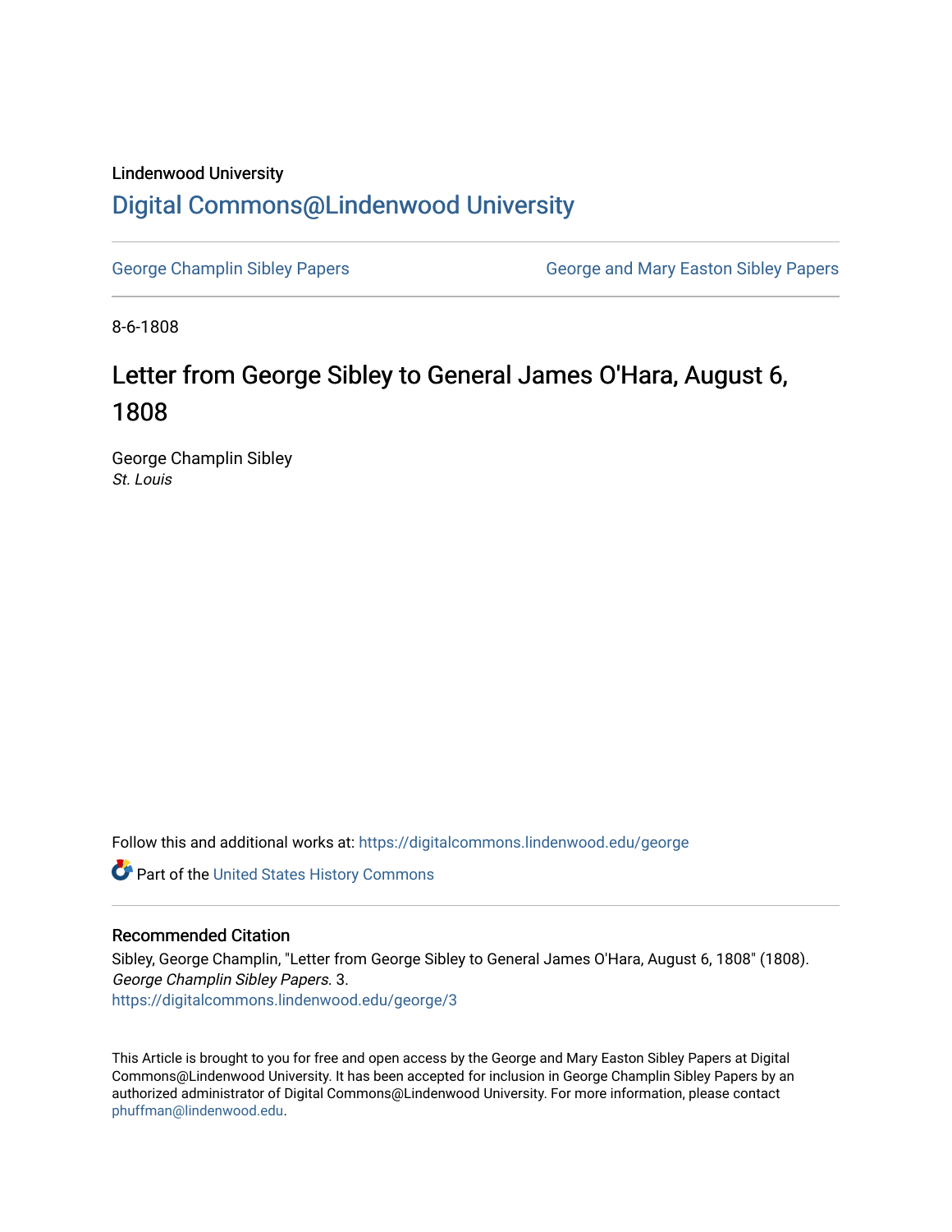Lindenwood University

# Digital Commons@Lindenwood University

George Champlin Sibley Papers

George and Mary Easton Sibley Papers

8-6-1808

## Letter from George Sibley to General James O'Hara, August 6, 1808

George Champlin Sibley
*St. Louis*

Follow this and additional works at: https://digitalcommons.lindenwood.edu/george

Part of the United States History Commons

### Recommended Citation

Sibley, George Champlin, "Letter from George Sibley to General James O'Hara, August 6, 1808" (1808). *George Champlin Sibley Papers*. 3.
https://digitalcommons.lindenwood.edu/george/3

This Article is brought to you for free and open access by the George and Mary Easton Sibley Papers at Digital Commons@Lindenwood University. It has been accepted for inclusion in George Champlin Sibley Papers by an authorized administrator of Digital Commons@Lindenwood University. For more information, please contact phuffman@lindenwood.edu.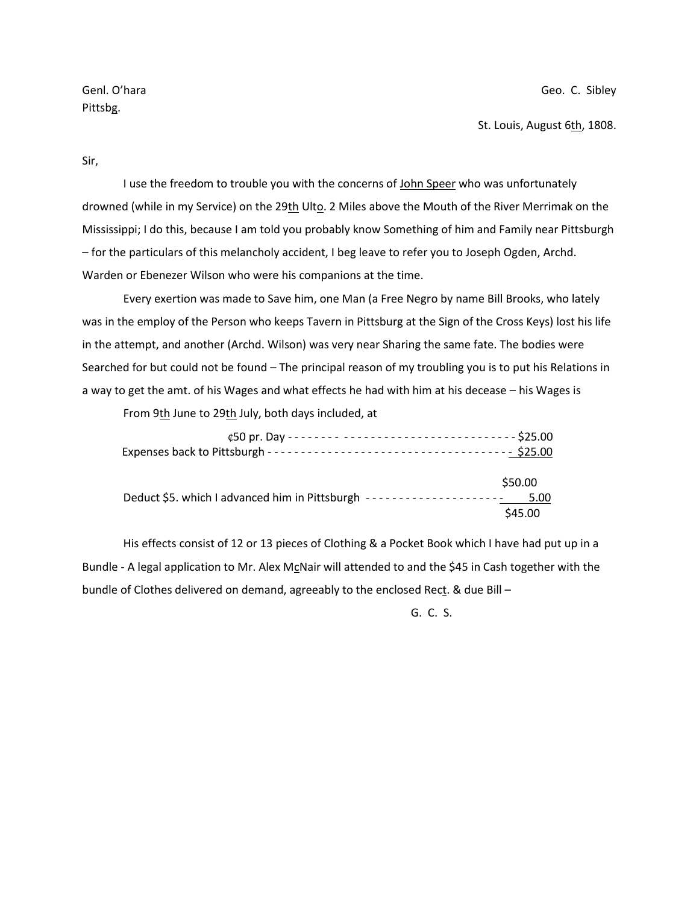Genl. O'hara
Pittsbg.

Geo. C. Sibley

St. Louis, August 6th, 1808.

Sir,

I use the freedom to trouble you with the concerns of John Speer who was unfortunately drowned (while in my Service) on the 29th Ulto. 2 Miles above the Mouth of the River Merrimak on the Mississippi; I do this, because I am told you probably know Something of him and Family near Pittsburgh – for the particulars of this melancholy accident, I beg leave to refer you to Joseph Ogden, Archd. Warden or Ebenezer Wilson who were his companions at the time.

Every exertion was made to Save him, one Man (a Free Negro by name Bill Brooks, who lately was in the employ of the Person who keeps Tavern in Pittsburg at the Sign of the Cross Keys) lost his life in the attempt, and another (Archd. Wilson) was very near Sharing the same fate. The bodies were Searched for but could not be found – The principal reason of my troubling you is to put his Relations in a way to get the amt. of his Wages and what effects he had with him at his decease – his Wages is

From 9th June to 29th July, both days included, at

| | |
|---|---|
| ¢50 pr. Day | $25.00 |
| Expenses back to Pittsburgh | $25.00 |
| | $50.00 |
| Deduct $5. which I advanced him in Pittsburgh | 5.00 |
| | $45.00 |

His effects consist of 12 or 13 pieces of Clothing & a Pocket Book which I have had put up in a Bundle - A legal application to Mr. Alex McNair will attended to and the $45 in Cash together with the bundle of Clothes delivered on demand, agreeably to the enclosed Rect. & due Bill –

G. C. S.